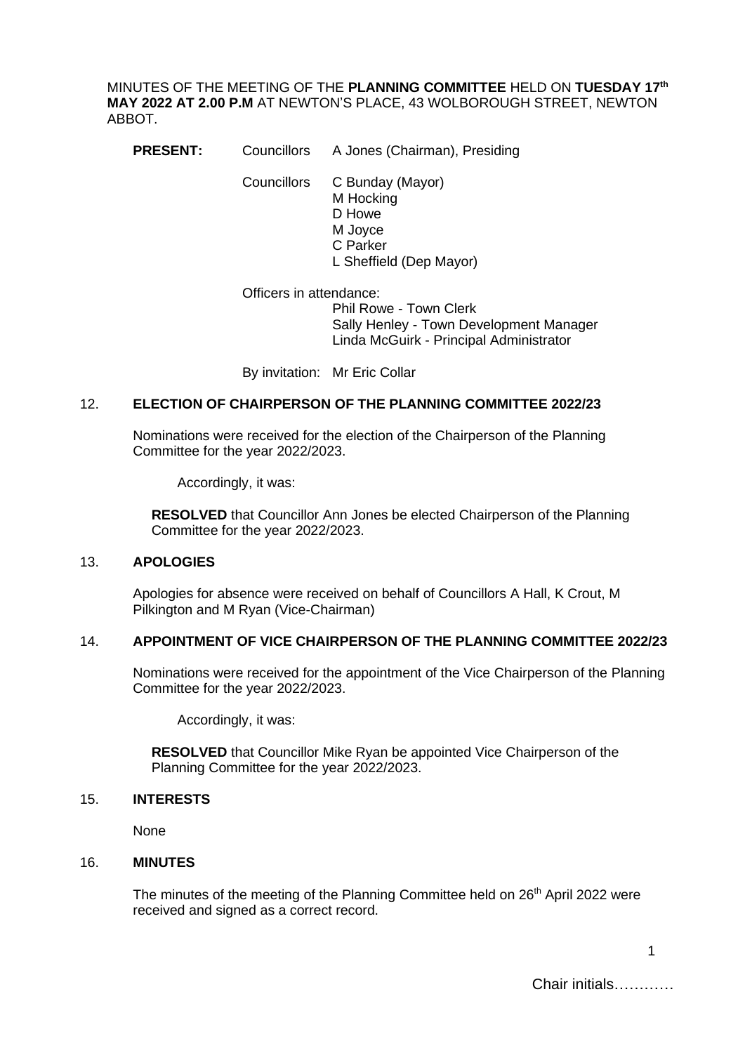MINUTES OF THE MEETING OF THE **PLANNING COMMITTEE** HELD ON **TUESDAY 17th MAY 2022 AT 2.00 P.M** AT NEWTON'S PLACE, 43 WOLBOROUGH STREET, NEWTON ABBOT.

**PRESENT:** Councillors A Jones (Chairman), Presiding

Councillors C Bunday (Mayor)
M Hocking
D Howe
M Joyce
C Parker
L Sheffield (Dep Mayor)

Officers in attendance:
Phil Rowe - Town Clerk
Sally Henley - Town Development Manager
Linda McGuirk - Principal Administrator

By invitation: Mr Eric Collar

## 12. ELECTION OF CHAIRPERSON OF THE PLANNING COMMITTEE 2022/23

Nominations were received for the election of the Chairperson of the Planning Committee for the year 2022/2023.

Accordingly, it was:

**RESOLVED** that Councillor Ann Jones be elected Chairperson of the Planning Committee for the year 2022/2023.

## 13. APOLOGIES

Apologies for absence were received on behalf of Councillors A Hall, K Crout, M Pilkington and M Ryan (Vice-Chairman)

## 14. APPOINTMENT OF VICE CHAIRPERSON OF THE PLANNING COMMITTEE 2022/23

Nominations were received for the appointment of the Vice Chairperson of the Planning Committee for the year 2022/2023.

Accordingly, it was:

**RESOLVED** that Councillor Mike Ryan be appointed Vice Chairperson of the Planning Committee for the year 2022/2023.

## 15. INTERESTS

None

## 16. MINUTES

The minutes of the meeting of the Planning Committee held on 26th April 2022 were received and signed as a correct record.

Chair initials…………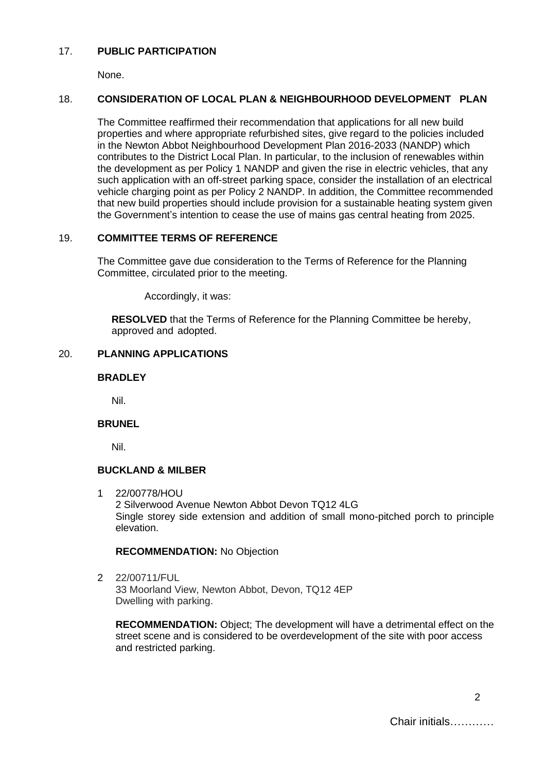17. **PUBLIC PARTICIPATION**

None.

18. **CONSIDERATION OF LOCAL PLAN & NEIGHBOURHOOD DEVELOPMENT PLAN**

The Committee reaffirmed their recommendation that applications for all new build properties and where appropriate refurbished sites, give regard to the policies included in the Newton Abbot Neighbourhood Development Plan 2016-2033 (NANDP) which contributes to the District Local Plan. In particular, to the inclusion of renewables within the development as per Policy 1 NANDP and given the rise in electric vehicles, that any such application with an off-street parking space, consider the installation of an electrical vehicle charging point as per Policy 2 NANDP. In addition, the Committee recommended that new build properties should include provision for a sustainable heating system given the Government's intention to cease the use of mains gas central heating from 2025.

19. **COMMITTEE TERMS OF REFERENCE**

The Committee gave due consideration to the Terms of Reference for the Planning Committee, circulated prior to the meeting.

Accordingly, it was:

**RESOLVED** that the Terms of Reference for the Planning Committee be hereby, approved and adopted.

20. **PLANNING APPLICATIONS**

**BRADLEY**

Nil.

**BRUNEL**

Nil.

**BUCKLAND & MILBER**

1. 22/00778/HOU
   2 Silverwood Avenue Newton Abbot Devon TQ12 4LG
   Single storey side extension and addition of small mono-pitched porch to principle elevation.

   **RECOMMENDATION:** No Objection

2. 22/00711/FUL
   33 Moorland View, Newton Abbot, Devon, TQ12 4EP
   Dwelling with parking.

   **RECOMMENDATION:** Object; The development will have a detrimental effect on the street scene and is considered to be overdevelopment of the site with poor access and restricted parking.

Chair initials…………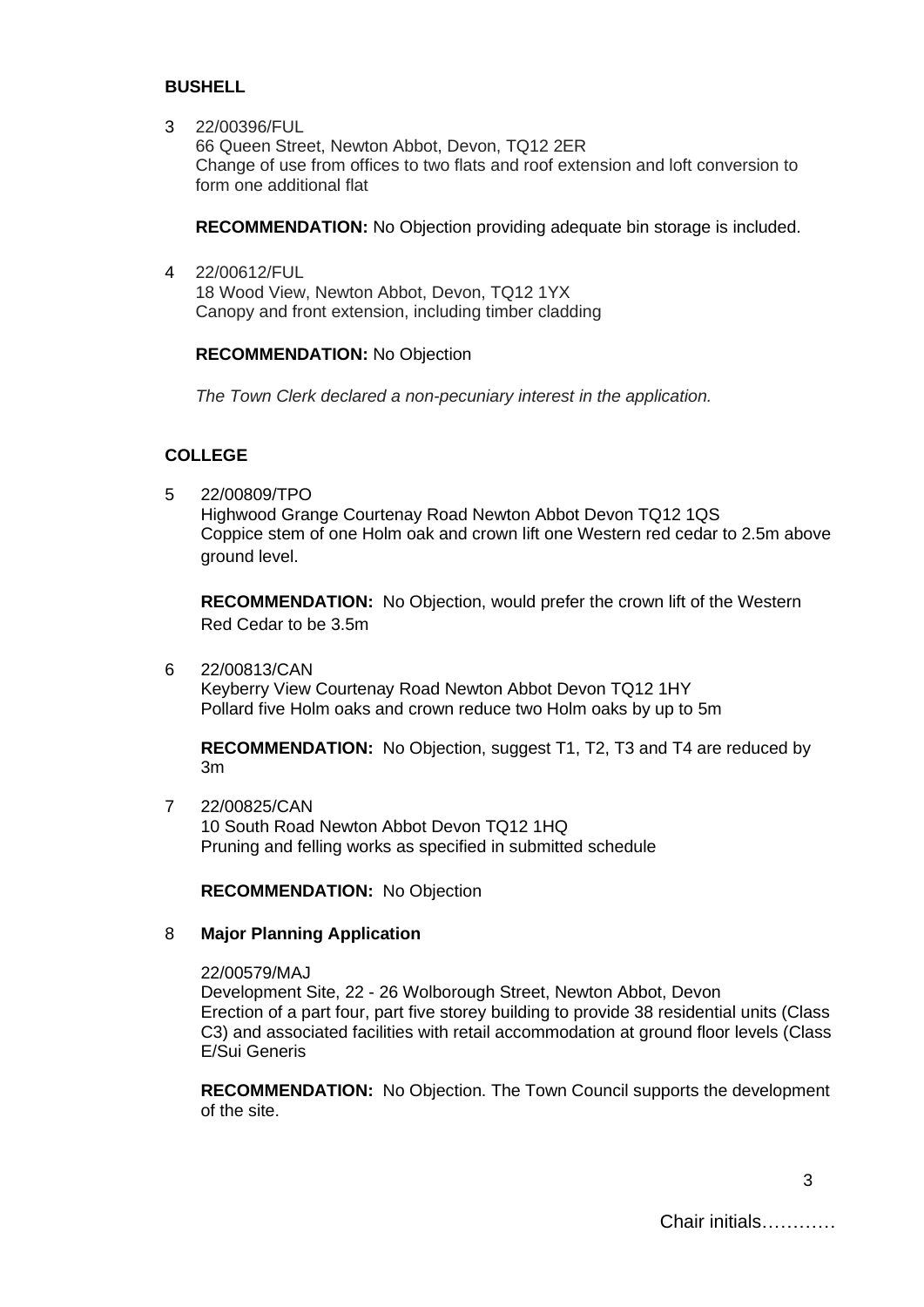**BUSHELL**

3 22/00396/FUL
66 Queen Street, Newton Abbot, Devon, TQ12 2ER
Change of use from offices to two flats and roof extension and loft conversion to form one additional flat

**RECOMMENDATION:** No Objection providing adequate bin storage is included.

4 22/00612/FUL
18 Wood View, Newton Abbot, Devon, TQ12 1YX
Canopy and front extension, including timber cladding

**RECOMMENDATION:** No Objection

*The Town Clerk declared a non-pecuniary interest in the application.*

**COLLEGE**

5 22/00809/TPO
Highwood Grange Courtenay Road Newton Abbot Devon TQ12 1QS
Coppice stem of one Holm oak and crown lift one Western red cedar to 2.5m above ground level.

**RECOMMENDATION:** No Objection, would prefer the crown lift of the Western Red Cedar to be 3.5m

6 22/00813/CAN
Keyberry View Courtenay Road Newton Abbot Devon TQ12 1HY
Pollard five Holm oaks and crown reduce two Holm oaks by up to 5m

**RECOMMENDATION:** No Objection, suggest T1, T2, T3 and T4 are reduced by 3m

7 22/00825/CAN
10 South Road Newton Abbot Devon TQ12 1HQ
Pruning and felling works as specified in submitted schedule

**RECOMMENDATION:** No Objection

8 **Major Planning Application**

22/00579/MAJ
Development Site, 22 - 26 Wolborough Street, Newton Abbot, Devon
Erection of a part four, part five storey building to provide 38 residential units (Class C3) and associated facilities with retail accommodation at ground floor levels (Class E/Sui Generis

**RECOMMENDATION:** No Objection. The Town Council supports the development of the site.

Chair initials…………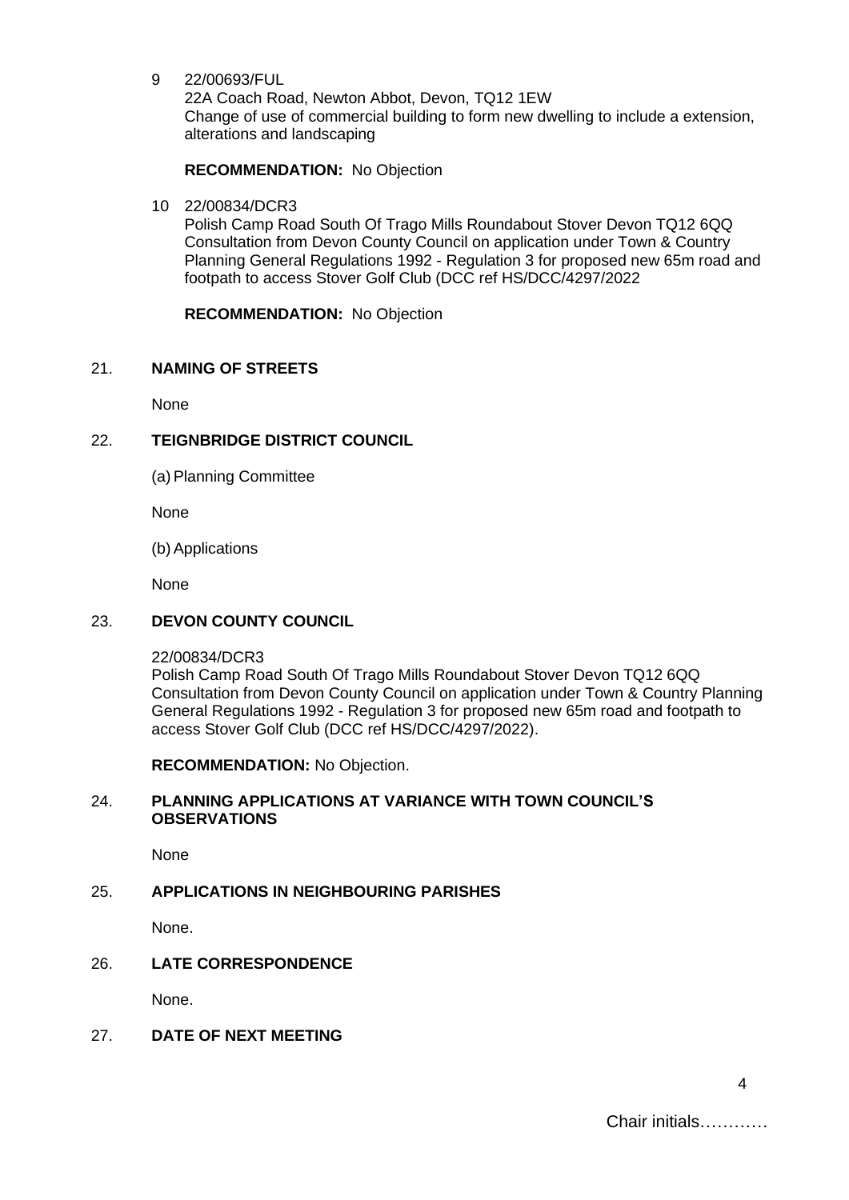9 22/00693/FUL
22A Coach Road, Newton Abbot, Devon, TQ12 1EW
Change of use of commercial building to form new dwelling to include a extension, alterations and landscaping

**RECOMMENDATION:** No Objection

10 22/00834/DCR3
Polish Camp Road South Of Trago Mills Roundabout Stover Devon TQ12 6QQ
Consultation from Devon County Council on application under Town & Country Planning General Regulations 1992 - Regulation 3 for proposed new 65m road and footpath to access Stover Golf Club (DCC ref HS/DCC/4297/2022

**RECOMMENDATION:** No Objection

## 21. NAMING OF STREETS

None

## 22. TEIGNBRIDGE DISTRICT COUNCIL

(a) Planning Committee

None

(b) Applications

None

## 23. DEVON COUNTY COUNCIL

22/00834/DCR3
Polish Camp Road South Of Trago Mills Roundabout Stover Devon TQ12 6QQ
Consultation from Devon County Council on application under Town & Country Planning General Regulations 1992 - Regulation 3 for proposed new 65m road and footpath to access Stover Golf Club (DCC ref HS/DCC/4297/2022).

**RECOMMENDATION:** No Objection.

## 24. PLANNING APPLICATIONS AT VARIANCE WITH TOWN COUNCIL'S OBSERVATIONS

None

## 25. APPLICATIONS IN NEIGHBOURING PARISHES

None.

## 26. LATE CORRESPONDENCE

None.

## 27. DATE OF NEXT MEETING

Chair initials…………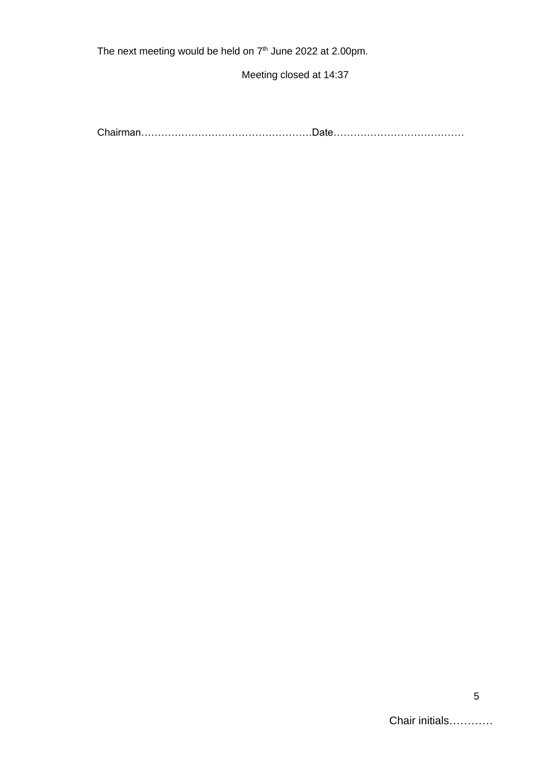The next meeting would be held on 7th June 2022 at 2.00pm.

Meeting closed at 14:37

Chairman……………………………………………Date…………………………………

Chair initials…………